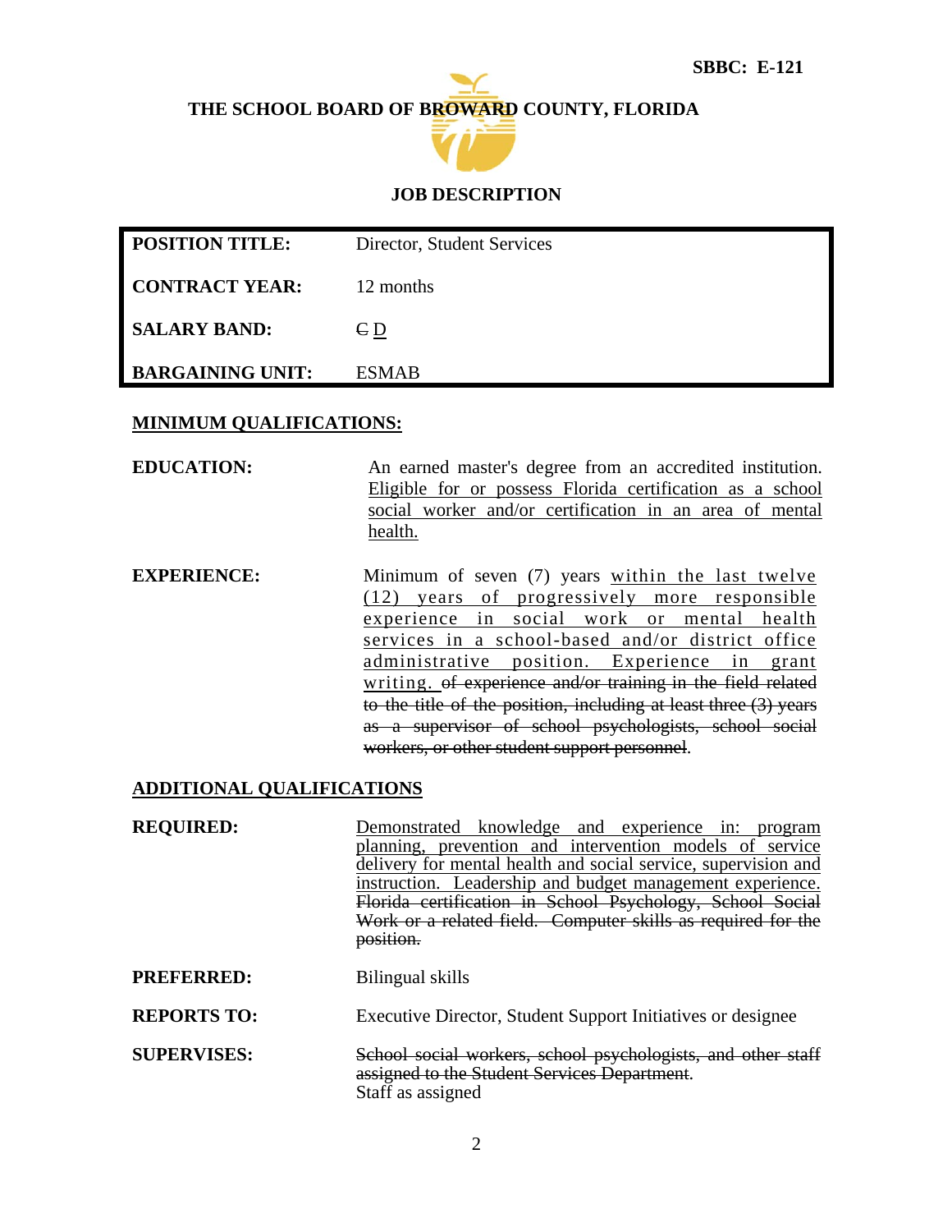SBBC: E-121

# THE SCHOOL BOARD OF BROWARD COUNTY, FLORIDA

## JOB DESCRIPTION

| **POSITION TITLE:** | Director, Student Services |
|---|---|
| **CONTRACT YEAR:** | 12 months |
| **SALARY BAND:** | ~~C~~ D |
| **BARGAINING UNIT:** | ESMAB |

### MINIMUM QUALIFICATIONS:

**EDUCATION:** An earned master's degree from an accredited institution. Eligible for or possess Florida certification as a school social worker and/or certification in an area of mental health.

**EXPERIENCE:** Minimum of seven (7) years within the last twelve (12) years of progressively more responsible experience in social work or mental health services in a school-based and/or district office administrative position. Experience in grant writing. ~~of experience and/or training in the field related to the title of the position, including at least three (3) years as a supervisor of school psychologists, school social workers, or other student support personnel~~.

### ADDITIONAL QUALIFICATIONS

**REQUIRED:** Demonstrated knowledge and experience in: program planning, prevention and intervention models of service delivery for mental health and social service, supervision and instruction. Leadership and budget management experience. ~~Florida certification in School Psychology, School Social Work or a related field. Computer skills as required for the position.~~

**PREFERRED:** Bilingual skills

**REPORTS TO:** Executive Director, Student Support Initiatives or designee

**SUPERVISES:** ~~School social workers, school psychologists, and other staff assigned to the Student Services Department.~~ Staff as assigned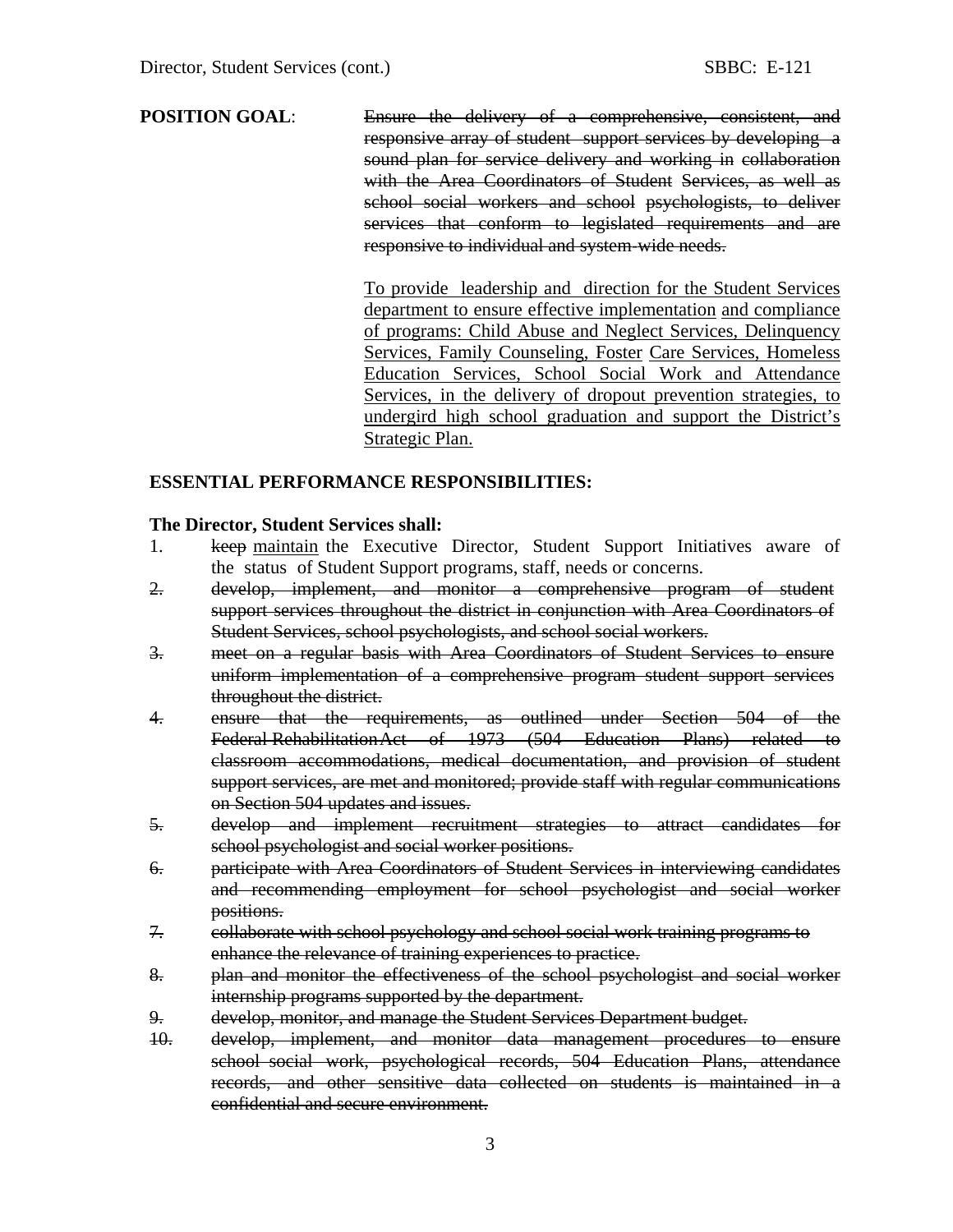**POSITION GOAL**: ~~Ensure the delivery of a comprehensive, consistent, and responsive array of student support services by developing a sound plan for service delivery and working in collaboration with the Area Coordinators of Student Services, as well as school social workers and school psychologists, to deliver services that conform to legislated requirements and are responsive to individual and system-wide needs.~~

<u>To provide leadership and direction for the Student Services department to ensure effective implementation and compliance of programs: Child Abuse and Neglect Services, Delinquency Services, Family Counseling, Foster Care Services, Homeless Education Services, School Social Work and Attendance Services, in the delivery of dropout prevention strategies, to undergird high school graduation and support the District's Strategic Plan.</u>

**ESSENTIAL PERFORMANCE RESPONSIBILITIES:**

**The Director, Student Services shall:**

1. ~~keep~~ <u>maintain</u> the Executive Director, Student Support Initiatives aware of the status of Student Support programs, staff, needs or concerns.
2. ~~develop, implement, and monitor a comprehensive program of student support services throughout the district in conjunction with Area Coordinators of Student Services, school psychologists, and school social workers.~~
3. ~~meet on a regular basis with Area Coordinators of Student Services to ensure uniform implementation of a comprehensive program student support services throughout the district.~~
4. ~~ensure that the requirements, as outlined under Section 504 of the Federal Rehabilitation Act of 1973 (504 Education Plans) related to classroom accommodations, medical documentation, and provision of student support services, are met and monitored; provide staff with regular communications on Section 504 updates and issues.~~
5. ~~develop and implement recruitment strategies to attract candidates for school psychologist and social worker positions.~~
6. ~~participate with Area Coordinators of Student Services in interviewing candidates and recommending employment for school psychologist and social worker positions.~~
7. ~~collaborate with school psychology and school social work training programs to enhance the relevance of training experiences to practice.~~
8. ~~plan and monitor the effectiveness of the school psychologist and social worker internship programs supported by the department.~~
9. ~~develop, monitor, and manage the Student Services Department budget.~~
10. ~~develop, implement, and monitor data management procedures to ensure school social work, psychological records, 504 Education Plans, attendance records, and other sensitive data collected on students is maintained in a confidential and secure environment.~~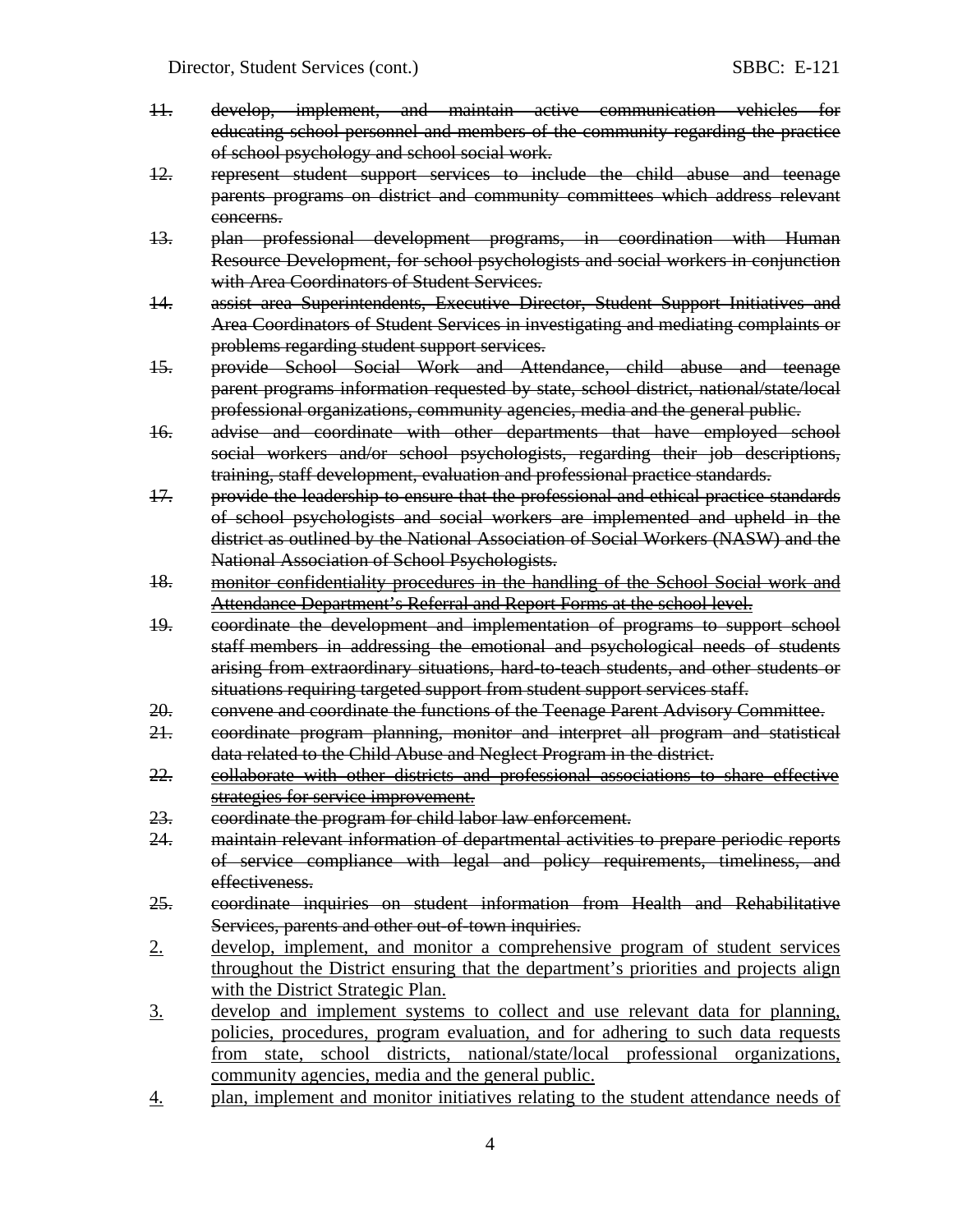~~11. develop, implement, and maintain active communication vehicles for educating school personnel and members of the community regarding the practice of school psychology and school social work.~~

~~12. represent student support services to include the child abuse and teenage parents programs on district and community committees which address relevant concerns.~~

~~13. plan professional development programs, in coordination with Human Resource Development, for school psychologists and social workers in conjunction with Area Coordinators of Student Services.~~

~~14. assist area Superintendents, Executive Director, Student Support Initiatives and Area Coordinators of Student Services in investigating and mediating complaints or problems regarding student support services.~~

~~15. provide School Social Work and Attendance, child abuse and teenage parent programs information requested by state, school district, national/state/local professional organizations, community agencies, media and the general public.~~

~~16. advise and coordinate with other departments that have employed school social workers and/or school psychologists, regarding their job descriptions, training, staff development, evaluation and professional practice standards.~~

~~17. provide the leadership to ensure that the professional and ethical practice standards of school psychologists and social workers are implemented and upheld in the district as outlined by the National Association of Social Workers (NASW) and the National Association of School Psychologists.~~

~~18. monitor confidentiality procedures in the handling of the School Social work and Attendance Department's Referral and Report Forms at the school level.~~

~~19. coordinate the development and implementation of programs to support school staff members in addressing the emotional and psychological needs of students arising from extraordinary situations, hard-to-teach students, and other students or situations requiring targeted support from student support services staff.~~

~~20. convene and coordinate the functions of the Teenage Parent Advisory Committee.~~

~~21. coordinate program planning, monitor and interpret all program and statistical data related to the Child Abuse and Neglect Program in the district.~~

~~22. collaborate with other districts and professional associations to share effective strategies for service improvement.~~

~~23. coordinate the program for child labor law enforcement.~~

~~24. maintain relevant information of departmental activities to prepare periodic reports of service compliance with legal and policy requirements, timeliness, and effectiveness.~~

~~25. coordinate inquiries on student information from Health and Rehabilitative Services, parents and other out-of-town inquiries.~~

<u>2.</u> <u>develop, implement, and monitor a comprehensive program of student services throughout the District ensuring that the department's priorities and projects align with the District Strategic Plan.</u>

<u>3.</u> <u>develop and implement systems to collect and use relevant data for planning, policies, procedures, program evaluation, and for adhering to such data requests from state, school districts, national/state/local professional organizations, community agencies, media and the general public.</u>

<u>4.</u> <u>plan, implement and monitor initiatives relating to the student attendance needs of</u>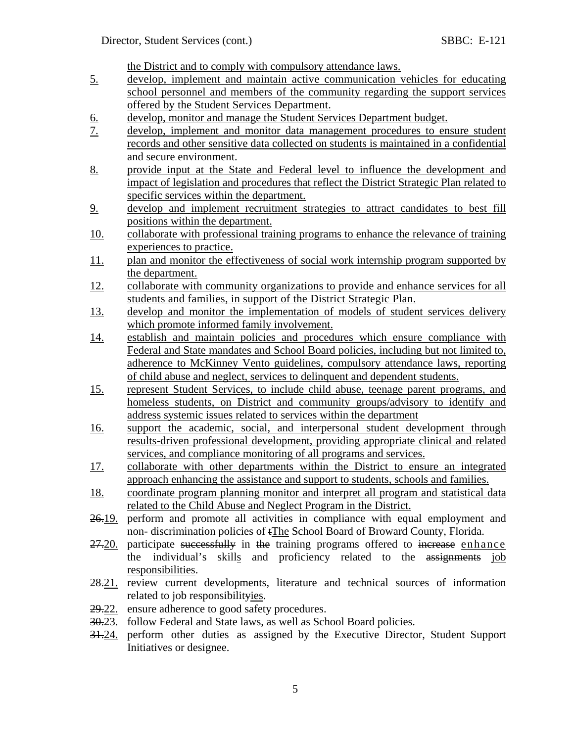the District and to comply with compulsory attendance laws.

5. develop, implement and maintain active communication vehicles for educating school personnel and members of the community regarding the support services offered by the Student Services Department.
6. develop, monitor and manage the Student Services Department budget.
7. develop, implement and monitor data management procedures to ensure student records and other sensitive data collected on students is maintained in a confidential and secure environment.
8. provide input at the State and Federal level to influence the development and impact of legislation and procedures that reflect the District Strategic Plan related to specific services within the department.
9. develop and implement recruitment strategies to attract candidates to best fill positions within the department.
10. collaborate with professional training programs to enhance the relevance of training experiences to practice.
11. plan and monitor the effectiveness of social work internship program supported by the department.
12. collaborate with community organizations to provide and enhance services for all students and families, in support of the District Strategic Plan.
13. develop and monitor the implementation of models of student services delivery which promote informed family involvement.
14. establish and maintain policies and procedures which ensure compliance with Federal and State mandates and School Board policies, including but not limited to, adherence to McKinney Vento guidelines, compulsory attendance laws, reporting of child abuse and neglect, services to delinquent and dependent students.
15. represent Student Services, to include child abuse, teenage parent programs, and homeless students, on District and community groups/advisory to identify and address systemic issues related to services within the department
16. support the academic, social, and interpersonal student development through results-driven professional development, providing appropriate clinical and related services, and compliance monitoring of all programs and services.
17. collaborate with other departments within the District to ensure an integrated approach enhancing the assistance and support to students, schools and families.
18. coordinate program planning monitor and interpret all program and statistical data related to the Child Abuse and Neglect Program in the District.

~~26.~~19. perform and promote all activities in compliance with equal employment and non- discrimination policies of ~~t~~The School Board of Broward County, Florida.

~~27.~~20. participate ~~successfully~~ in ~~the~~ training programs offered to ~~increase~~ enhance the individual's skills and proficiency related to the ~~assignments~~ job responsibilities.

~~28.~~21. review current developments, literature and technical sources of information related to job responsibilit~~y~~ies.

~~29.~~22. ensure adherence to good safety procedures.

~~30.~~23. follow Federal and State laws, as well as School Board policies.

~~31.~~24. perform other duties as assigned by the Executive Director, Student Support Initiatives or designee.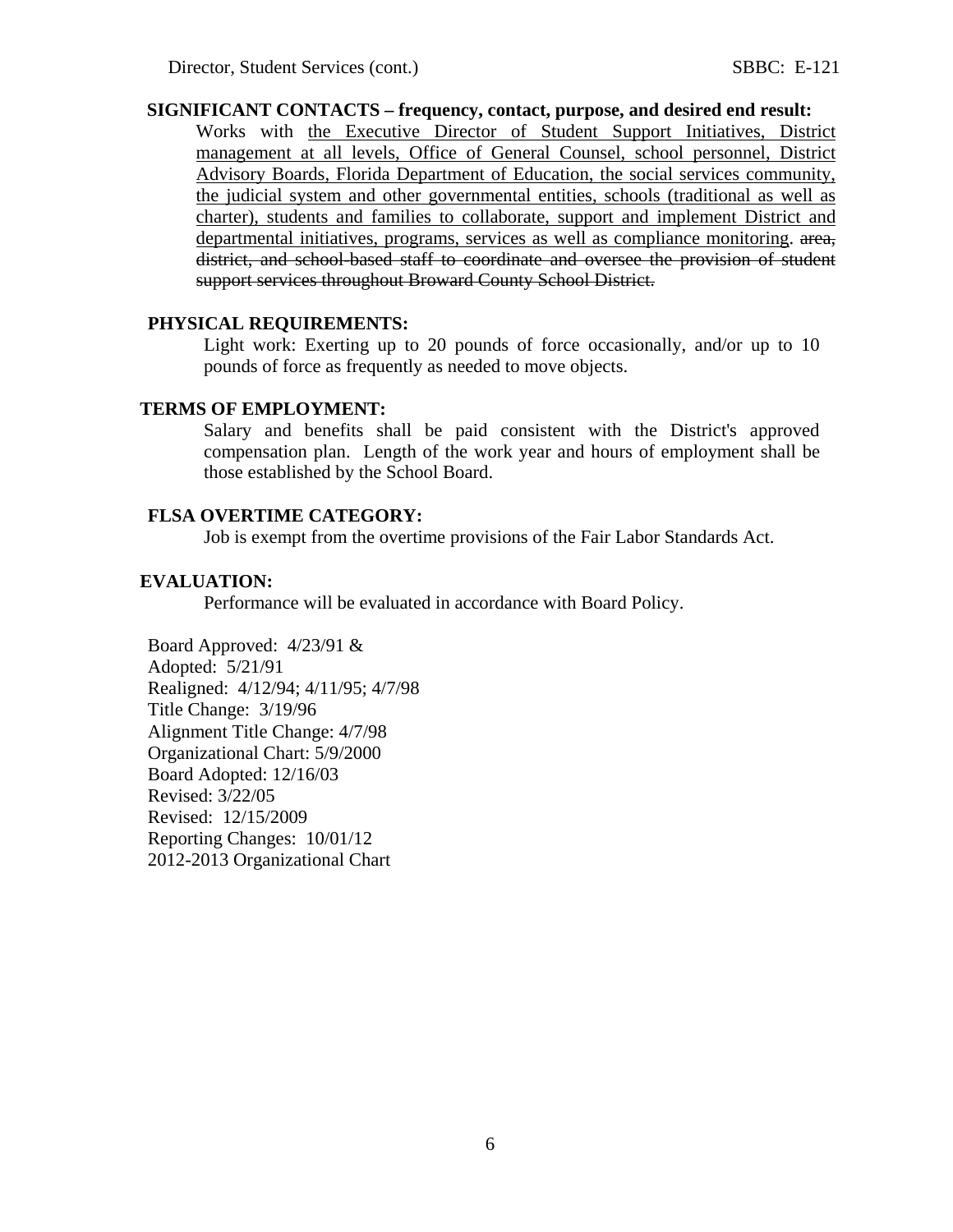**SIGNIFICANT CONTACTS – frequency, contact, purpose, and desired end result:**

Works with <u>the Executive Director of Student Support Initiatives, District management at all levels, Office of General Counsel, school personnel, District Advisory Boards, Florida Department of Education, the social services community, the judicial system and other governmental entities, schools (traditional as well as charter), students and families to collaborate, support and implement District and departmental initiatives, programs, services as well as compliance monitoring</u>. ~~area, district, and school-based staff to coordinate and oversee the provision of student support services throughout Broward County School District.~~

**PHYSICAL REQUIREMENTS:**

Light work: Exerting up to 20 pounds of force occasionally, and/or up to 10 pounds of force as frequently as needed to move objects.

**TERMS OF EMPLOYMENT:**

Salary and benefits shall be paid consistent with the District's approved compensation plan. Length of the work year and hours of employment shall be those established by the School Board.

**FLSA OVERTIME CATEGORY:**

Job is exempt from the overtime provisions of the Fair Labor Standards Act.

**EVALUATION:**

Performance will be evaluated in accordance with Board Policy.

Board Approved: 4/23/91 &
Adopted: 5/21/91
Realigned: 4/12/94; 4/11/95; 4/7/98
Title Change: 3/19/96
Alignment Title Change: 4/7/98
Organizational Chart: 5/9/2000
Board Adopted: 12/16/03
Revised: 3/22/05
Revised: 12/15/2009
Reporting Changes: 10/01/12
2012-2013 Organizational Chart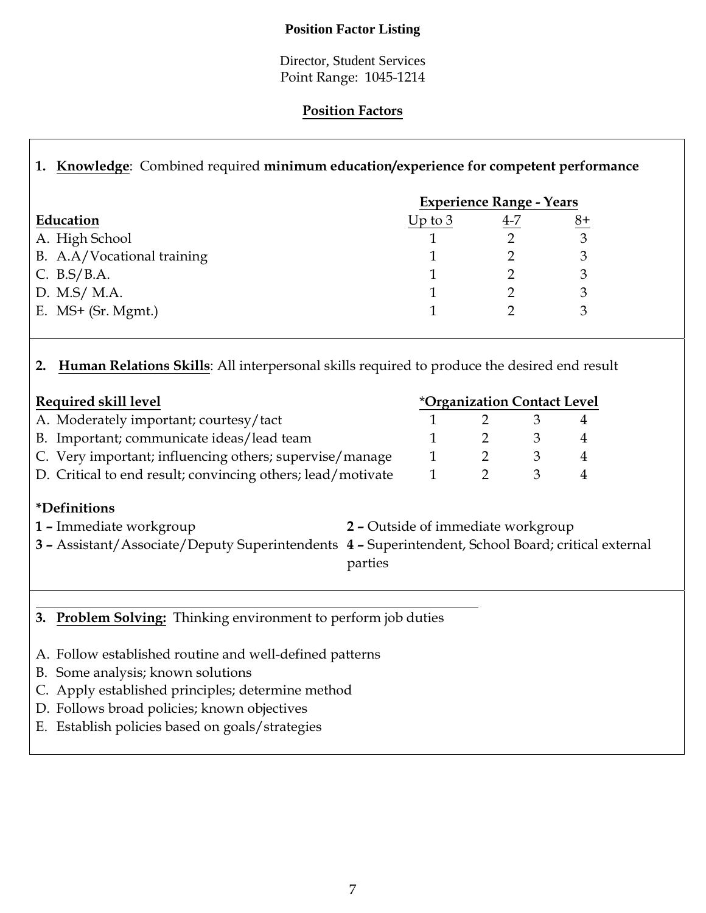**Position Factor Listing**

Director, Student Services
Point Range: 1045-1214

**Position Factors**

1. **Knowledge**: Combined required **minimum education/experience for competent performance**

| Education | Experience Range - Years | | |
|---|---|---|---|
| | Up to 3 | 4-7 | 8+ |
| A. High School | 1 | 2 | 3 |
| B. A.A/Vocational training | 1 | 2 | 3 |
| C. B.S/B.A. | 1 | 2 | 3 |
| D. M.S/ M.A. | 1 | 2 | 3 |
| E. MS+ (Sr. Mgmt.) | 1 | 2 | 3 |

2. **Human Relations Skills**: All interpersonal skills required to produce the desired end result

| Required skill level | *Organization Contact Level | | | |
|---|---|---|---|---|
| A. Moderately important; courtesy/tact | 1 | 2 | 3 | 4 |
| B. Important; communicate ideas/lead team | 1 | 2 | 3 | 4 |
| C. Very important; influencing others; supervise/manage | 1 | 2 | 3 | 4 |
| D. Critical to end result; convincing others; lead/motivate | 1 | 2 | 3 | 4 |

**\*Definitions**

**1 –** Immediate workgroup
**2 –** Outside of immediate workgroup
**3 –** Assistant/Associate/Deputy Superintendents
**4 –** Superintendent, School Board; critical external parties

3. **Problem Solving:** Thinking environment to perform job duties

A. Follow established routine and well-defined patterns
B. Some analysis; known solutions
C. Apply established principles; determine method
D. Follows broad policies; known objectives
E. Establish policies based on goals/strategies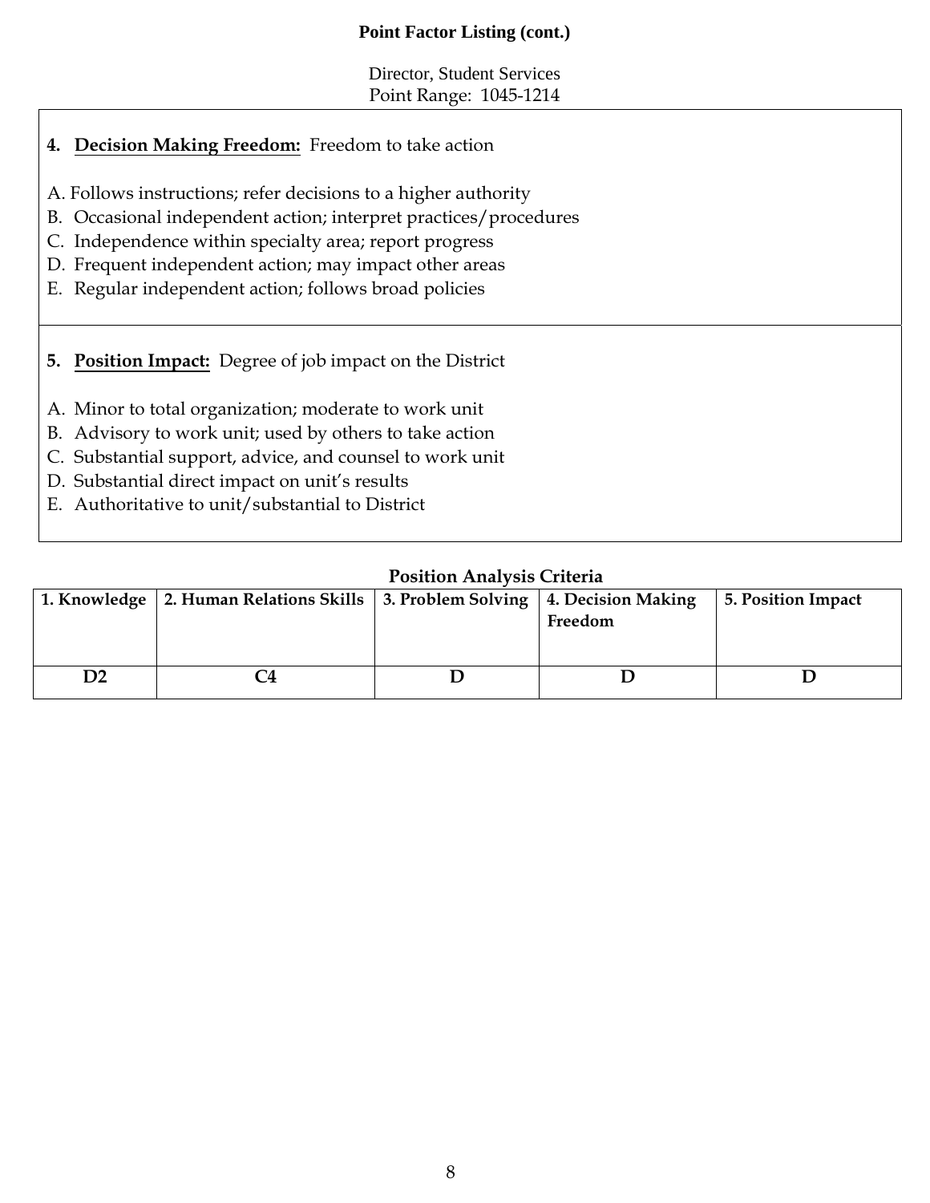**Point Factor Listing (cont.)**

Director, Student Services
Point Range: 1045-1214

**4. Decision Making Freedom:** Freedom to take action

A. Follows instructions; refer decisions to a higher authority
B. Occasional independent action; interpret practices/procedures
C. Independence within specialty area; report progress
D. Frequent independent action; may impact other areas
E. Regular independent action; follows broad policies

**5. Position Impact:** Degree of job impact on the District

A. Minor to total organization; moderate to work unit
B. Advisory to work unit; used by others to take action
C. Substantial support, advice, and counsel to work unit
D. Substantial direct impact on unit's results
E. Authoritative to unit/substantial to District

**Position Analysis Criteria**

| 1. Knowledge | 2. Human Relations Skills | 3. Problem Solving | 4. Decision Making Freedom | 5. Position Impact |
|---|---|---|---|---|
| D2 | C4 | D | D | D |